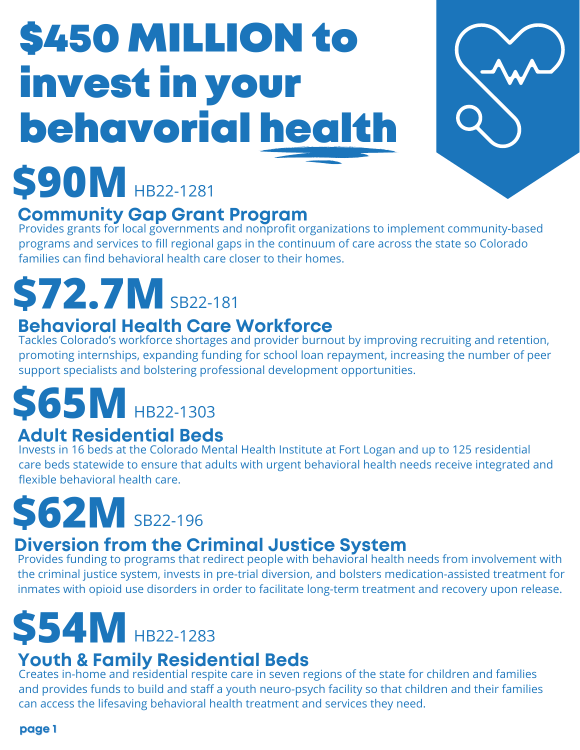# $450 MILLION to invest in your behavorial health

## $90M HB22-1281

### Community Gap Grant Program

Provides grants for local governments and nonprofit organizations to implement community-based programs and services to fill regional gaps in the continuum of care across the state so Colorado families can find behavioral health care closer to their homes.

## $72.7M SB22-181

### Behavioral Health Care Workforce

Tackles Colorado's workforce shortages and provider burnout by improving recruiting and retention, promoting internships, expanding funding for school loan repayment, increasing the number of peer support specialists and bolstering professional development opportunities.

## $65M HB22-1303

### Adult Residential Beds

Invests in 16 beds at the Colorado Mental Health Institute at Fort Logan and up to 125 residential care beds statewide to ensure that adults with urgent behavioral health needs receive integrated and flexible behavioral health care.

## $62M SB22-196

### Diversion from the Criminal Justice System

Provides funding to programs that redirect people with behavioral health needs from involvement with the criminal justice system, invests in pre-trial diversion, and bolsters medication-assisted treatment for inmates with opioid use disorders in order to facilitate long-term treatment and recovery upon release.

## $54M HB22-1283

### Youth & Family Residential Beds

Creates in-home and residential respite care in seven regions of the state for children and families and provides funds to build and staff a youth neuro-psych facility so that children and their families can access the lifesaving behavioral health treatment and services they need.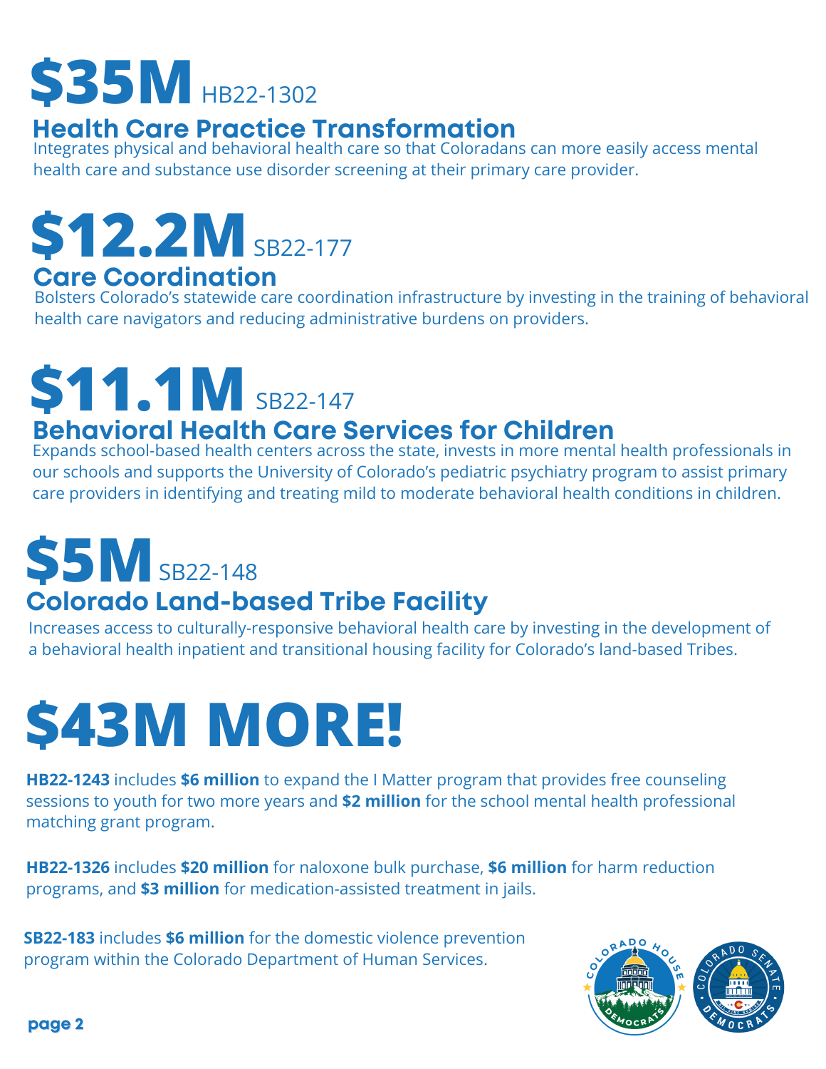# $35M HB22-1302

## Health Care Practice Transformation

Integrates physical and behavioral health care so that Coloradans can more easily access mental health care and substance use disorder screening at their primary care provider.

# $12.2M SB22-177

## Care Coordination

Bolsters Colorado's statewide care coordination infrastructure by investing in the training of behavioral health care navigators and reducing administrative burdens on providers.

# $11.1M SB22-147

## Behavioral Health Care Services for Children

Expands school-based health centers across the state, invests in more mental health professionals in our schools and supports the University of Colorado's pediatric psychiatry program to assist primary care providers in identifying and treating mild to moderate behavioral health conditions in children.

# $5M SB22-148

## Colorado Land-based Tribe Facility

Increases access to culturally-responsive behavioral health care by investing in the development of a behavioral health inpatient and transitional housing facility for Colorado's land-based Tribes.

# $43M MORE!

**HB22-1243** includes **$6 million** to expand the I Matter program that provides free counseling sessions to youth for two more years and **$2 million** for the school mental health professional matching grant program.

**HB22-1326** includes **$20 million** for naloxone bulk purchase, **$6 million** for harm reduction programs, and **$3 million** for medication-assisted treatment in jails.

**SB22-183** includes **$6 million** for the domestic violence prevention program within the Colorado Department of Human Services.

COLORADO HOUSE DEMOCRATS

COLORADO SENATE DEMOCRATS